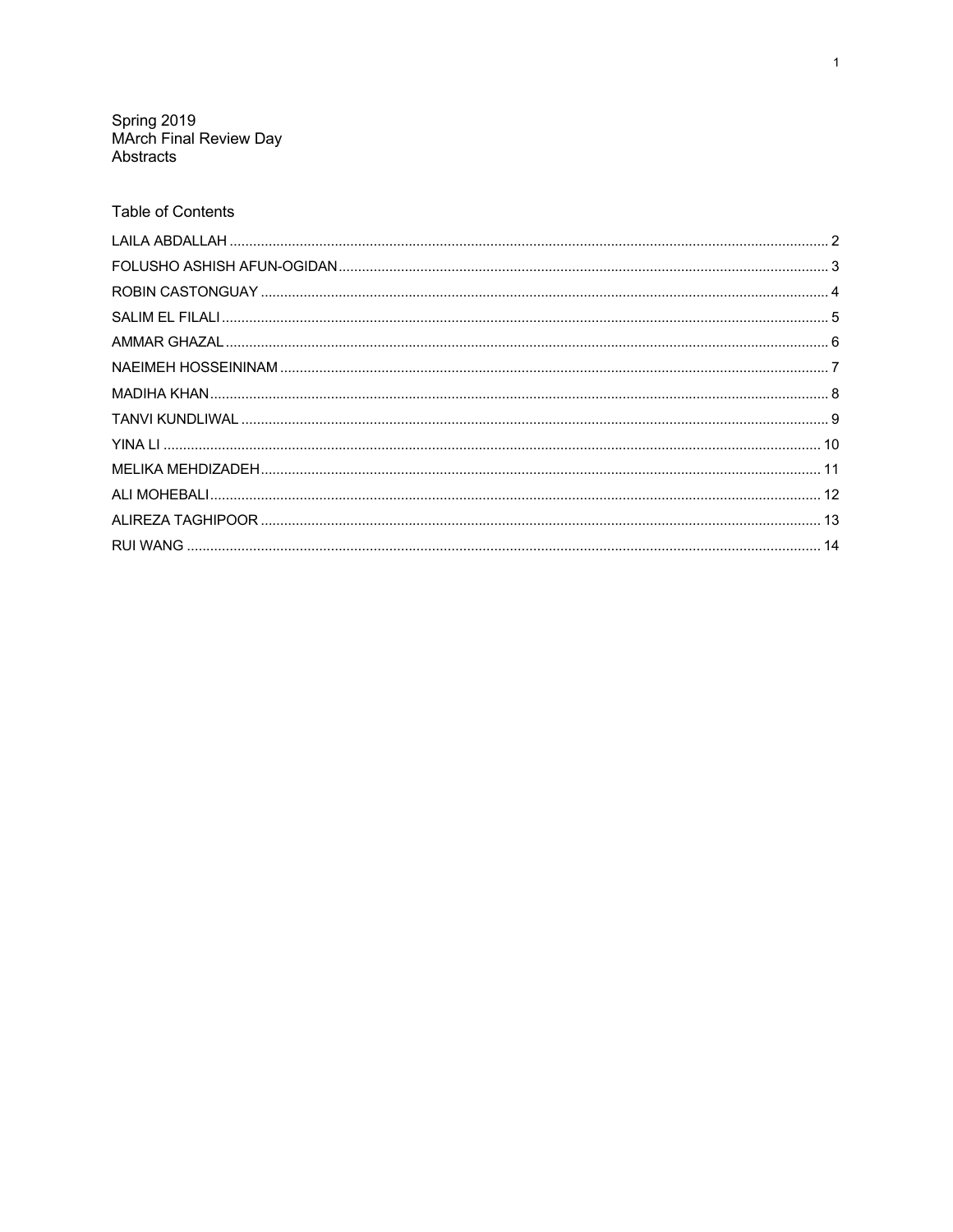# Spring 2019
# MArch Final Review Day
# Abstracts

## Table of Contents

| | |
|---|---|
| LAILA ABDALLAH | 2 |
| FOLUSHO ASHISH AFUN-OGIDAN | 3 |
| ROBIN CASTONGUAY | 4 |
| SALIM EL FILALI | 5 |
| AMMAR GHAZAL | 6 |
| NAEIMEH HOSSEININAM | 7 |
| MADIHA KHAN | 8 |
| TANVI KUNDLIWAL | 9 |
| YINA LI | 10 |
| MELIKA MEHDIZADEH | 11 |
| ALI MOHEBALI | 12 |
| ALIREZA TAGHIPOOR | 13 |
| RUI WANG | 14 |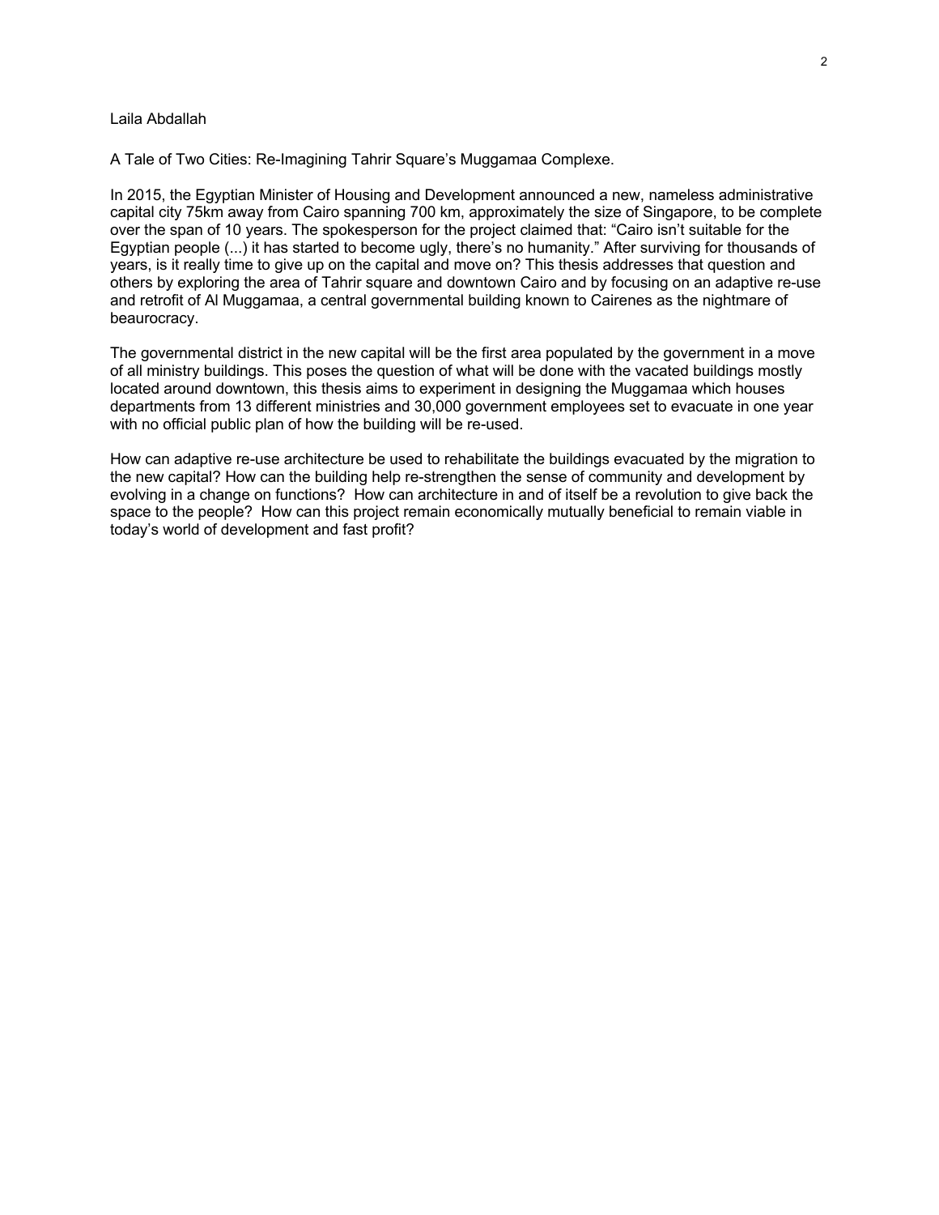Laila Abdallah

A Tale of Two Cities: Re-Imagining Tahrir Square's Muggamaa Complexe.

In 2015, the Egyptian Minister of Housing and Development announced a new, nameless administrative capital city 75km away from Cairo spanning 700 km, approximately the size of Singapore, to be complete over the span of 10 years. The spokesperson for the project claimed that: "Cairo isn't suitable for the Egyptian people (...) it has started to become ugly, there's no humanity." After surviving for thousands of years, is it really time to give up on the capital and move on? This thesis addresses that question and others by exploring the area of Tahrir square and downtown Cairo and by focusing on an adaptive re-use and retrofit of Al Muggamaa, a central governmental building known to Cairenes as the nightmare of beaurocracy.

The governmental district in the new capital will be the first area populated by the government in a move of all ministry buildings. This poses the question of what will be done with the vacated buildings mostly located around downtown, this thesis aims to experiment in designing the Muggamaa which houses departments from 13 different ministries and 30,000 government employees set to evacuate in one year with no official public plan of how the building will be re-used.

How can adaptive re-use architecture be used to rehabilitate the buildings evacuated by the migration to the new capital? How can the building help re-strengthen the sense of community and development by evolving in a change on functions? How can architecture in and of itself be a revolution to give back the space to the people? How can this project remain economically mutually beneficial to remain viable in today's world of development and fast profit?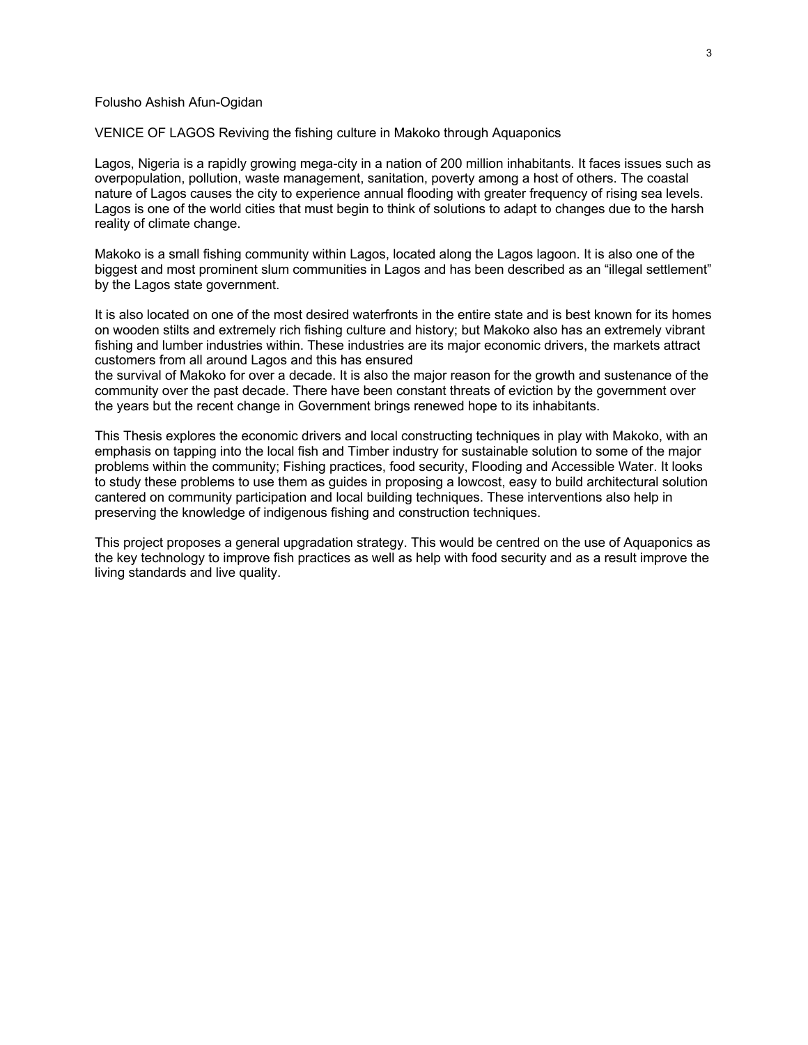Folusho Ashish Afun-Ogidan

VENICE OF LAGOS Reviving the fishing culture in Makoko through Aquaponics

Lagos, Nigeria is a rapidly growing mega-city in a nation of 200 million inhabitants. It faces issues such as overpopulation, pollution, waste management, sanitation, poverty among a host of others. The coastal nature of Lagos causes the city to experience annual flooding with greater frequency of rising sea levels. Lagos is one of the world cities that must begin to think of solutions to adapt to changes due to the harsh reality of climate change.

Makoko is a small fishing community within Lagos, located along the Lagos lagoon. It is also one of the biggest and most prominent slum communities in Lagos and has been described as an "illegal settlement" by the Lagos state government.

It is also located on one of the most desired waterfronts in the entire state and is best known for its homes on wooden stilts and extremely rich fishing culture and history; but Makoko also has an extremely vibrant fishing and lumber industries within. These industries are its major economic drivers, the markets attract customers from all around Lagos and this has ensured
the survival of Makoko for over a decade. It is also the major reason for the growth and sustenance of the community over the past decade. There have been constant threats of eviction by the government over the years but the recent change in Government brings renewed hope to its inhabitants.

This Thesis explores the economic drivers and local constructing techniques in play with Makoko, with an emphasis on tapping into the local fish and Timber industry for sustainable solution to some of the major problems within the community; Fishing practices, food security, Flooding and Accessible Water. It looks to study these problems to use them as guides in proposing a lowcost, easy to build architectural solution cantered on community participation and local building techniques. These interventions also help in preserving the knowledge of indigenous fishing and construction techniques.

This project proposes a general upgradation strategy. This would be centred on the use of Aquaponics as the key technology to improve fish practices as well as help with food security and as a result improve the living standards and live quality.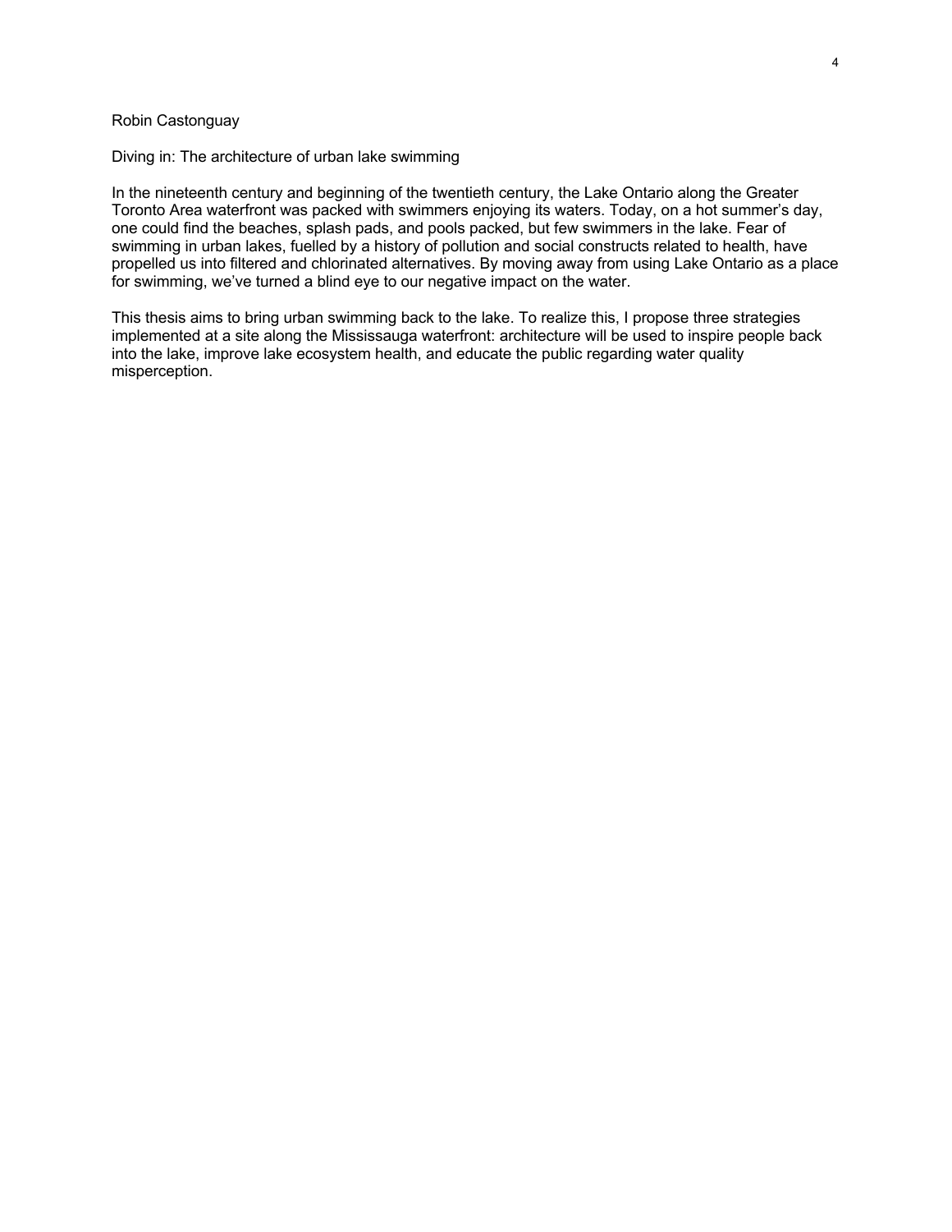Robin Castonguay

Diving in: The architecture of urban lake swimming

In the nineteenth century and beginning of the twentieth century, the Lake Ontario along the Greater Toronto Area waterfront was packed with swimmers enjoying its waters. Today, on a hot summer's day, one could find the beaches, splash pads, and pools packed, but few swimmers in the lake. Fear of swimming in urban lakes, fuelled by a history of pollution and social constructs related to health, have propelled us into filtered and chlorinated alternatives. By moving away from using Lake Ontario as a place for swimming, we've turned a blind eye to our negative impact on the water.

This thesis aims to bring urban swimming back to the lake. To realize this, I propose three strategies implemented at a site along the Mississauga waterfront: architecture will be used to inspire people back into the lake, improve lake ecosystem health, and educate the public regarding water quality misperception.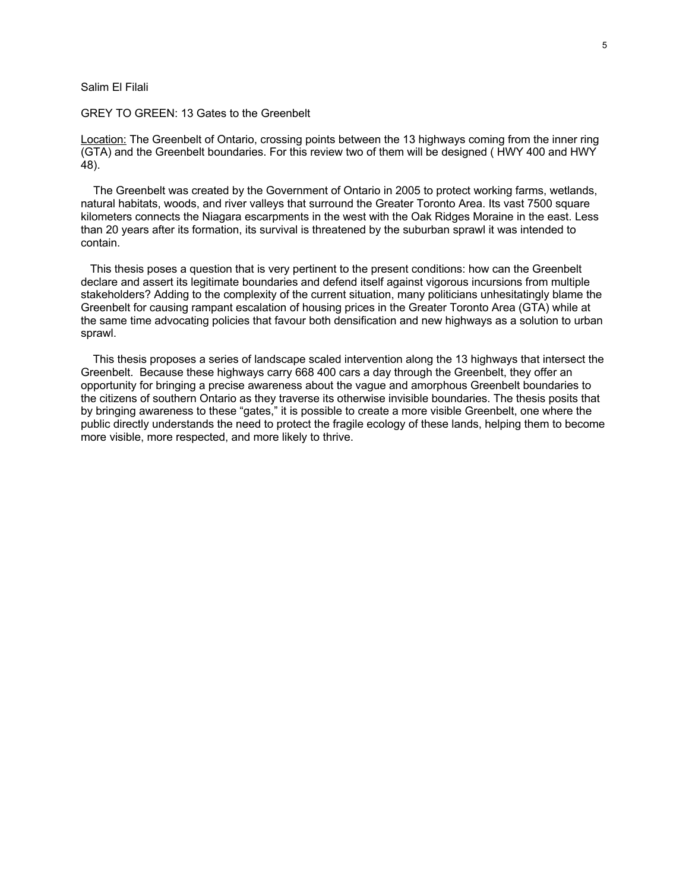Salim El Filali

GREY TO GREEN: 13 Gates to the Greenbelt

Location: The Greenbelt of Ontario, crossing points between the 13 highways coming from the inner ring (GTA) and the Greenbelt boundaries. For this review two of them will be designed ( HWY 400 and HWY 48).

The Greenbelt was created by the Government of Ontario in 2005 to protect working farms, wetlands, natural habitats, woods, and river valleys that surround the Greater Toronto Area. Its vast 7500 square kilometers connects the Niagara escarpments in the west with the Oak Ridges Moraine in the east. Less than 20 years after its formation, its survival is threatened by the suburban sprawl it was intended to contain.

This thesis poses a question that is very pertinent to the present conditions: how can the Greenbelt declare and assert its legitimate boundaries and defend itself against vigorous incursions from multiple stakeholders? Adding to the complexity of the current situation, many politicians unhesitatingly blame the Greenbelt for causing rampant escalation of housing prices in the Greater Toronto Area (GTA) while at the same time advocating policies that favour both densification and new highways as a solution to urban sprawl.

This thesis proposes a series of landscape scaled intervention along the 13 highways that intersect the Greenbelt. Because these highways carry 668 400 cars a day through the Greenbelt, they offer an opportunity for bringing a precise awareness about the vague and amorphous Greenbelt boundaries to the citizens of southern Ontario as they traverse its otherwise invisible boundaries. The thesis posits that by bringing awareness to these "gates," it is possible to create a more visible Greenbelt, one where the public directly understands the need to protect the fragile ecology of these lands, helping them to become more visible, more respected, and more likely to thrive.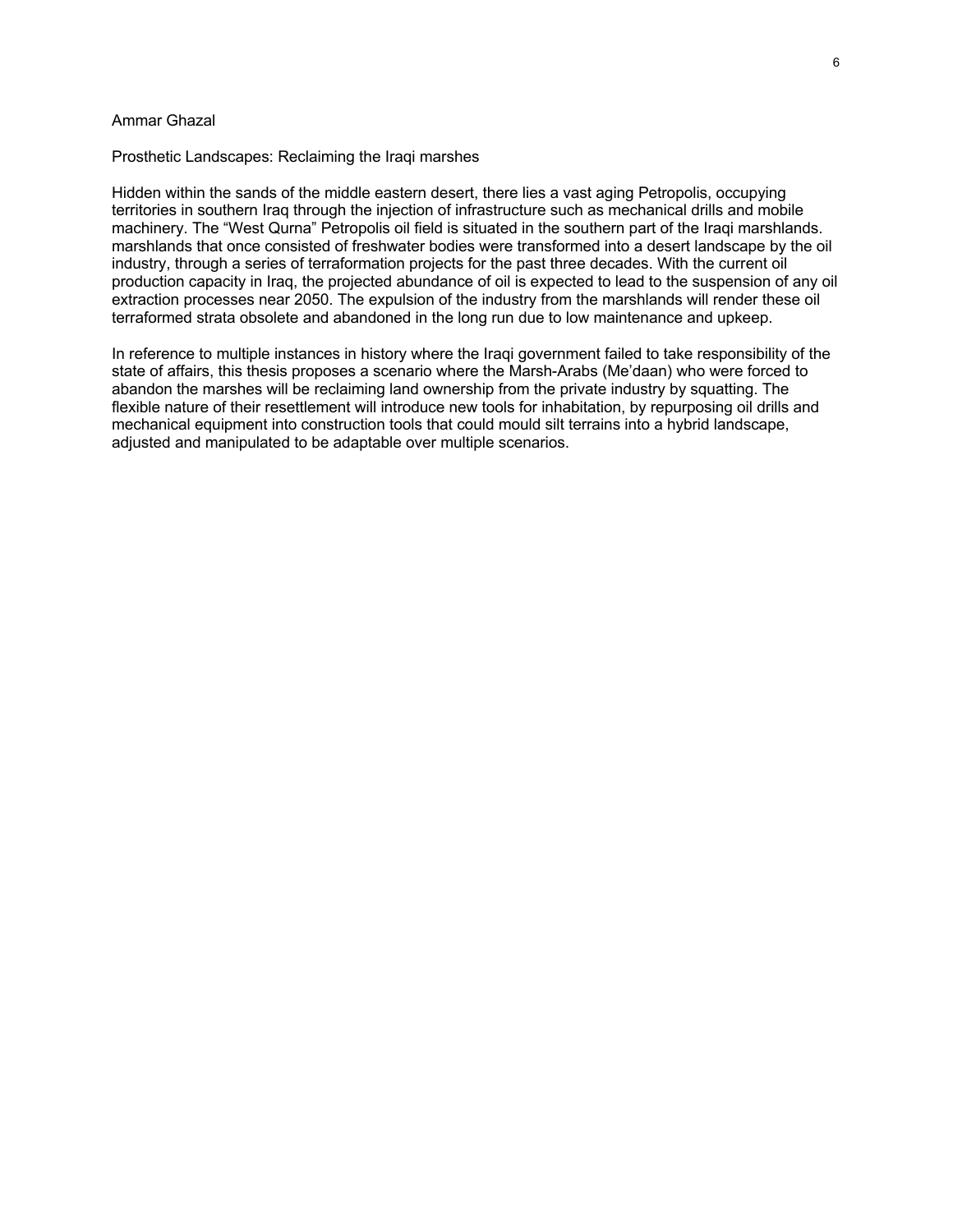Ammar Ghazal

## Prosthetic Landscapes: Reclaiming the Iraqi marshes

Hidden within the sands of the middle eastern desert, there lies a vast aging Petropolis, occupying territories in southern Iraq through the injection of infrastructure such as mechanical drills and mobile machinery. The “West Qurna” Petropolis oil field is situated in the southern part of the Iraqi marshlands. marshlands that once consisted of freshwater bodies were transformed into a desert landscape by the oil industry, through a series of terraformation projects for the past three decades. With the current oil production capacity in Iraq, the projected abundance of oil is expected to lead to the suspension of any oil extraction processes near 2050. The expulsion of the industry from the marshlands will render these oil terraformed strata obsolete and abandoned in the long run due to low maintenance and upkeep.

In reference to multiple instances in history where the Iraqi government failed to take responsibility of the state of affairs, this thesis proposes a scenario where the Marsh-Arabs (Me’daan) who were forced to abandon the marshes will be reclaiming land ownership from the private industry by squatting. The flexible nature of their resettlement will introduce new tools for inhabitation, by repurposing oil drills and mechanical equipment into construction tools that could mould silt terrains into a hybrid landscape, adjusted and manipulated to be adaptable over multiple scenarios.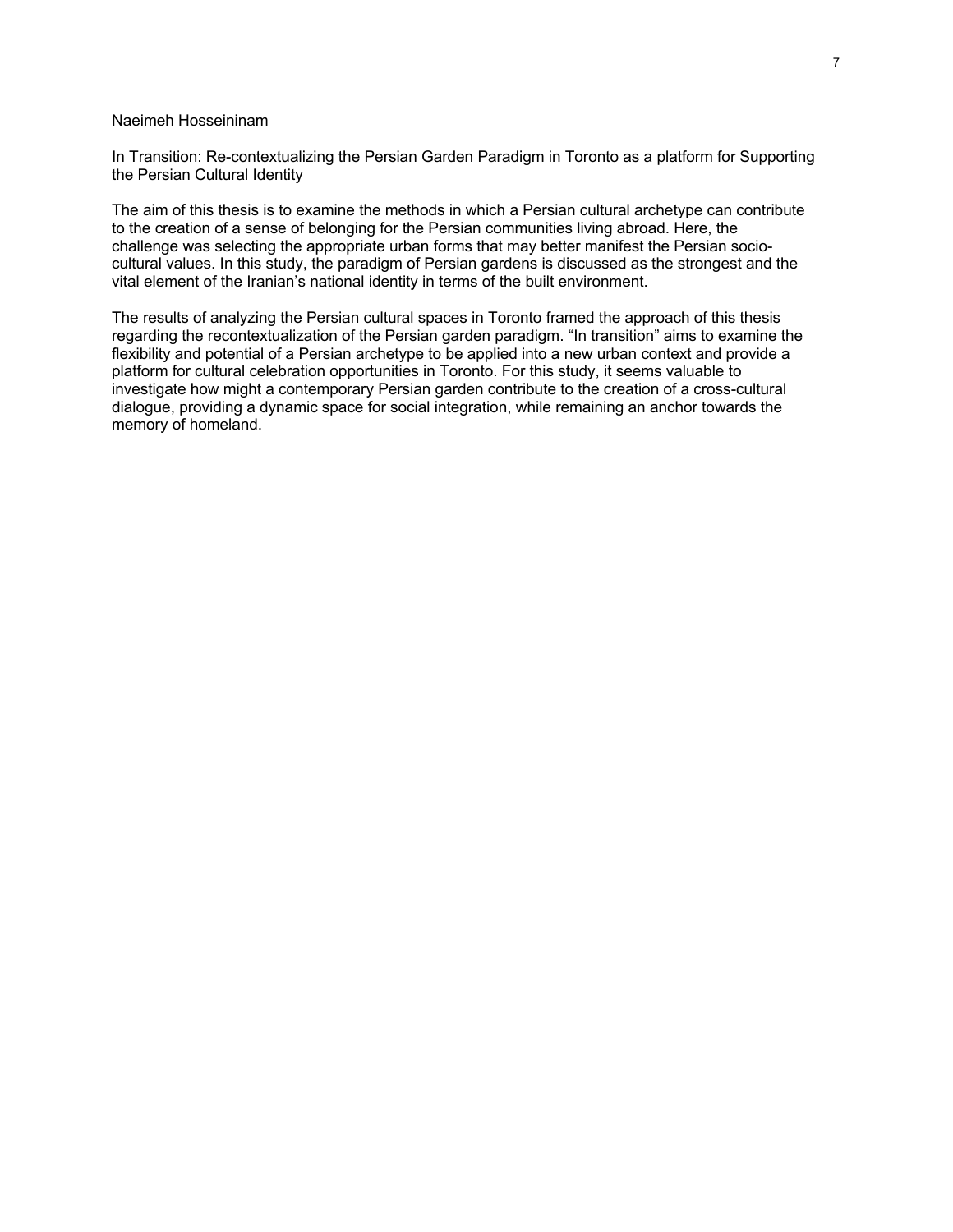Naeimeh Hosseininam

In Transition: Re-contextualizing the Persian Garden Paradigm in Toronto as a platform for Supporting the Persian Cultural Identity

The aim of this thesis is to examine the methods in which a Persian cultural archetype can contribute to the creation of a sense of belonging for the Persian communities living abroad. Here, the challenge was selecting the appropriate urban forms that may better manifest the Persian socio-cultural values. In this study, the paradigm of Persian gardens is discussed as the strongest and the vital element of the Iranian's national identity in terms of the built environment.

The results of analyzing the Persian cultural spaces in Toronto framed the approach of this thesis regarding the recontextualization of the Persian garden paradigm. "In transition" aims to examine the flexibility and potential of a Persian archetype to be applied into a new urban context and provide a platform for cultural celebration opportunities in Toronto. For this study, it seems valuable to investigate how might a contemporary Persian garden contribute to the creation of a cross-cultural dialogue, providing a dynamic space for social integration, while remaining an anchor towards the memory of homeland.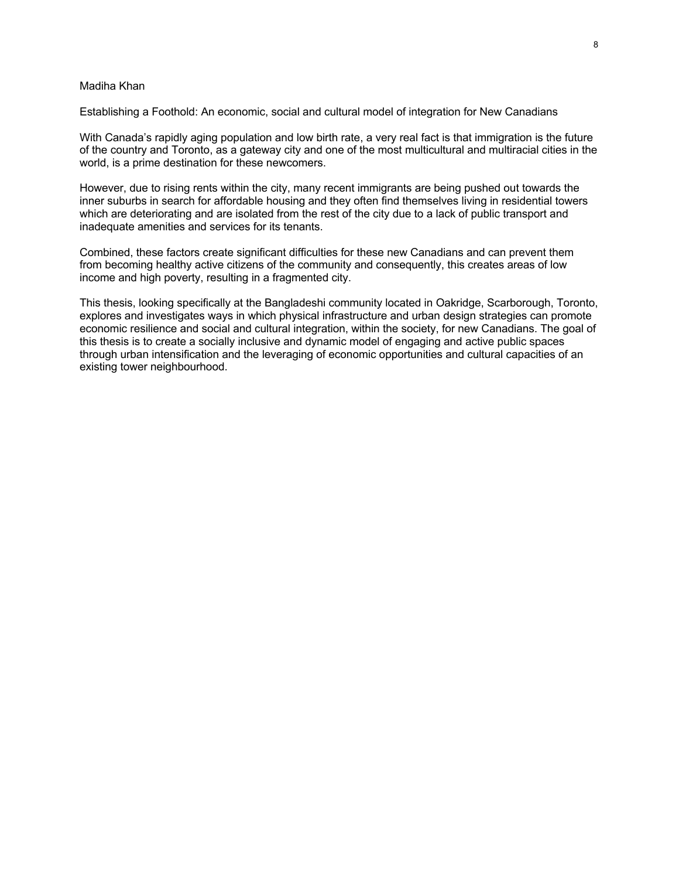Madiha Khan

Establishing a Foothold: An economic, social and cultural model of integration for New Canadians

With Canada's rapidly aging population and low birth rate, a very real fact is that immigration is the future of the country and Toronto, as a gateway city and one of the most multicultural and multiracial cities in the world, is a prime destination for these newcomers.

However, due to rising rents within the city, many recent immigrants are being pushed out towards the inner suburbs in search for affordable housing and they often find themselves living in residential towers which are deteriorating and are isolated from the rest of the city due to a lack of public transport and inadequate amenities and services for its tenants.

Combined, these factors create significant difficulties for these new Canadians and can prevent them from becoming healthy active citizens of the community and consequently, this creates areas of low income and high poverty, resulting in a fragmented city.

This thesis, looking specifically at the Bangladeshi community located in Oakridge, Scarborough, Toronto, explores and investigates ways in which physical infrastructure and urban design strategies can promote economic resilience and social and cultural integration, within the society, for new Canadians. The goal of this thesis is to create a socially inclusive and dynamic model of engaging and active public spaces through urban intensification and the leveraging of economic opportunities and cultural capacities of an existing tower neighbourhood.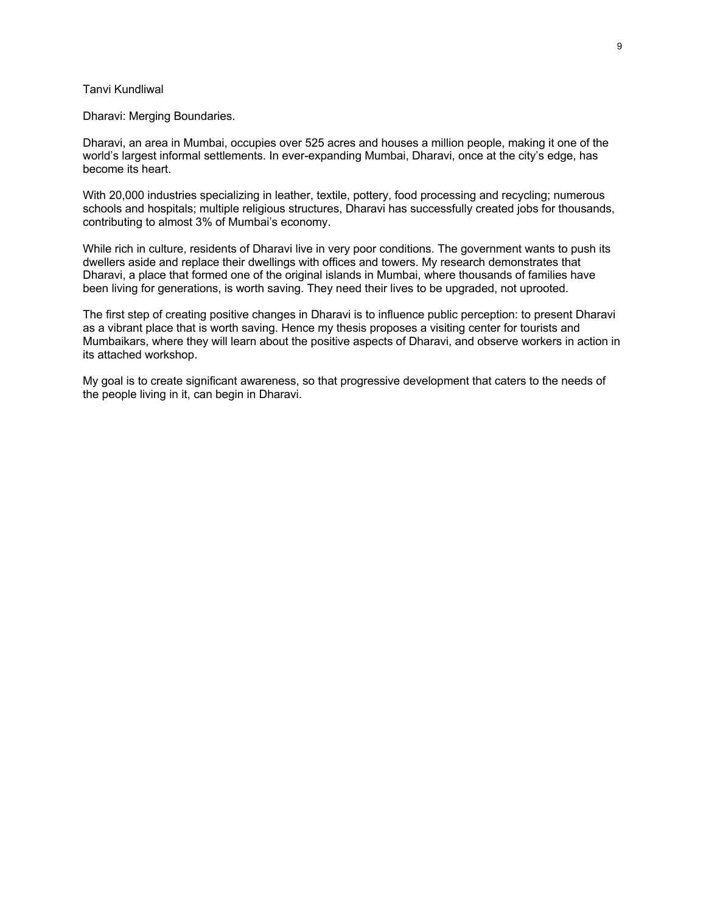Tanvi Kundliwal

## Dharavi: Merging Boundaries.

Dharavi, an area in Mumbai, occupies over 525 acres and houses a million people, making it one of the world's largest informal settlements. In ever-expanding Mumbai, Dharavi, once at the city's edge, has become its heart.

With 20,000 industries specializing in leather, textile, pottery, food processing and recycling; numerous schools and hospitals; multiple religious structures, Dharavi has successfully created jobs for thousands, contributing to almost 3% of Mumbai's economy.

While rich in culture, residents of Dharavi live in very poor conditions. The government wants to push its dwellers aside and replace their dwellings with offices and towers. My research demonstrates that Dharavi, a place that formed one of the original islands in Mumbai, where thousands of families have been living for generations, is worth saving. They need their lives to be upgraded, not uprooted.

The first step of creating positive changes in Dharavi is to influence public perception: to present Dharavi as a vibrant place that is worth saving. Hence my thesis proposes a visiting center for tourists and Mumbaikars, where they will learn about the positive aspects of Dharavi, and observe workers in action in its attached workshop.

My goal is to create significant awareness, so that progressive development that caters to the needs of the people living in it, can begin in Dharavi.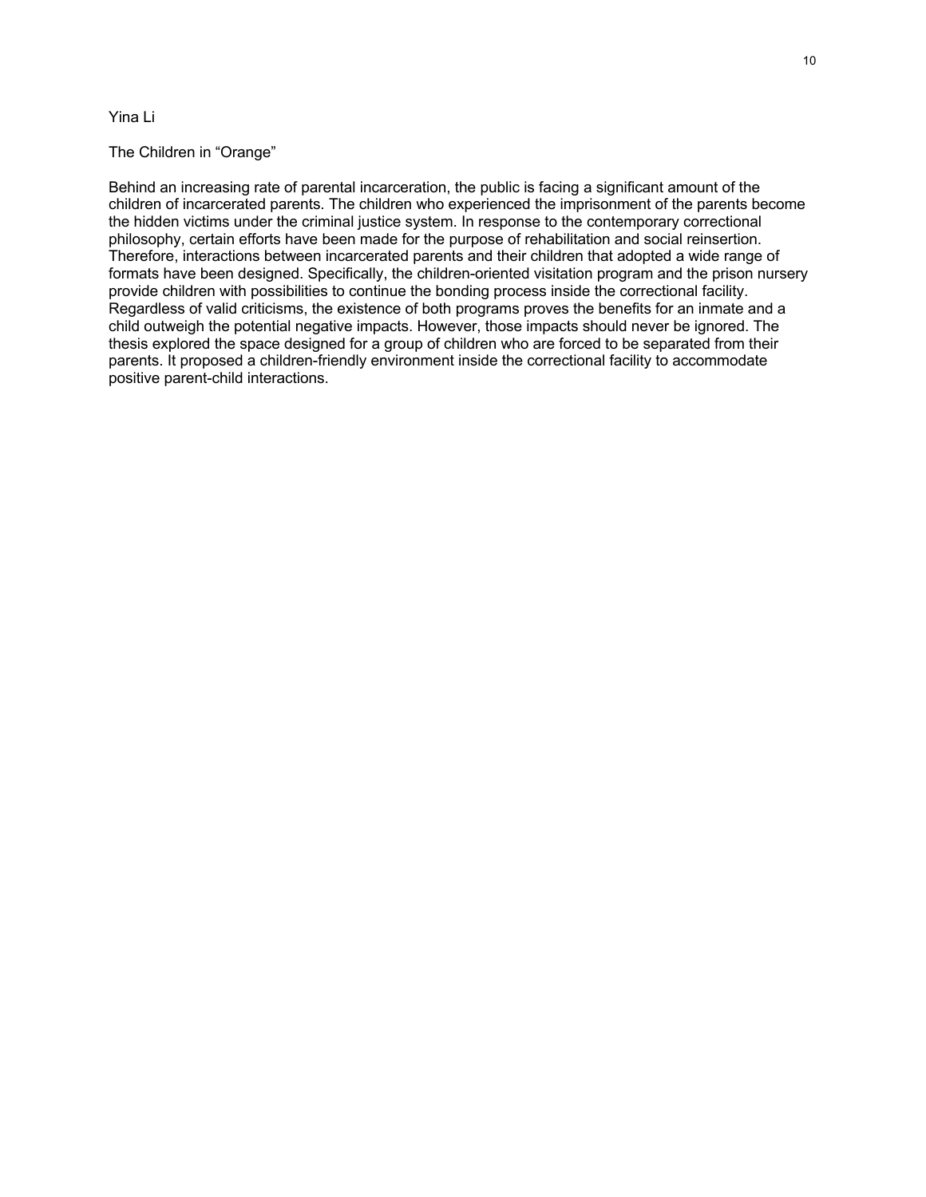Yina Li

The Children in “Orange”

Behind an increasing rate of parental incarceration, the public is facing a significant amount of the children of incarcerated parents. The children who experienced the imprisonment of the parents become the hidden victims under the criminal justice system. In response to the contemporary correctional philosophy, certain efforts have been made for the purpose of rehabilitation and social reinsertion. Therefore, interactions between incarcerated parents and their children that adopted a wide range of formats have been designed. Specifically, the children-oriented visitation program and the prison nursery provide children with possibilities to continue the bonding process inside the correctional facility. Regardless of valid criticisms, the existence of both programs proves the benefits for an inmate and a child outweigh the potential negative impacts. However, those impacts should never be ignored. The thesis explored the space designed for a group of children who are forced to be separated from their parents. It proposed a children-friendly environment inside the correctional facility to accommodate positive parent-child interactions.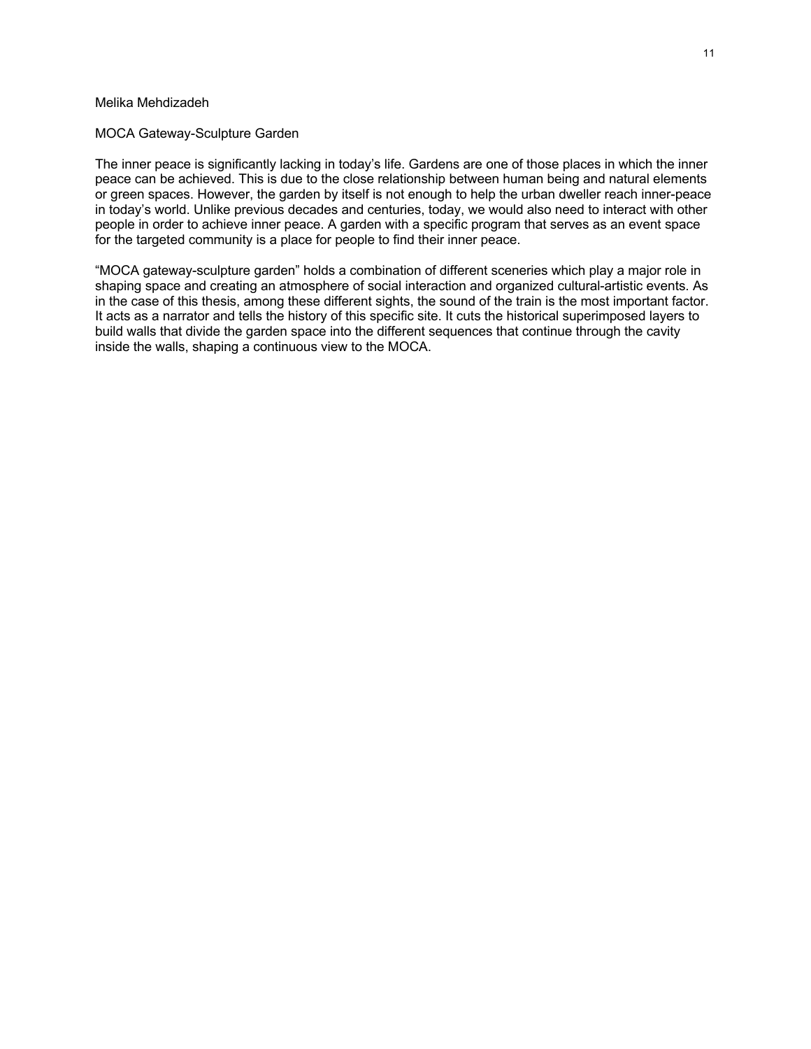Melika Mehdizadeh

## MOCA Gateway-Sculpture Garden

The inner peace is significantly lacking in today's life. Gardens are one of those places in which the inner peace can be achieved. This is due to the close relationship between human being and natural elements or green spaces. However, the garden by itself is not enough to help the urban dweller reach inner-peace in today's world. Unlike previous decades and centuries, today, we would also need to interact with other people in order to achieve inner peace. A garden with a specific program that serves as an event space for the targeted community is a place for people to find their inner peace.

"MOCA gateway-sculpture garden" holds a combination of different sceneries which play a major role in shaping space and creating an atmosphere of social interaction and organized cultural-artistic events. As in the case of this thesis, among these different sights, the sound of the train is the most important factor. It acts as a narrator and tells the history of this specific site. It cuts the historical superimposed layers to build walls that divide the garden space into the different sequences that continue through the cavity inside the walls, shaping a continuous view to the MOCA.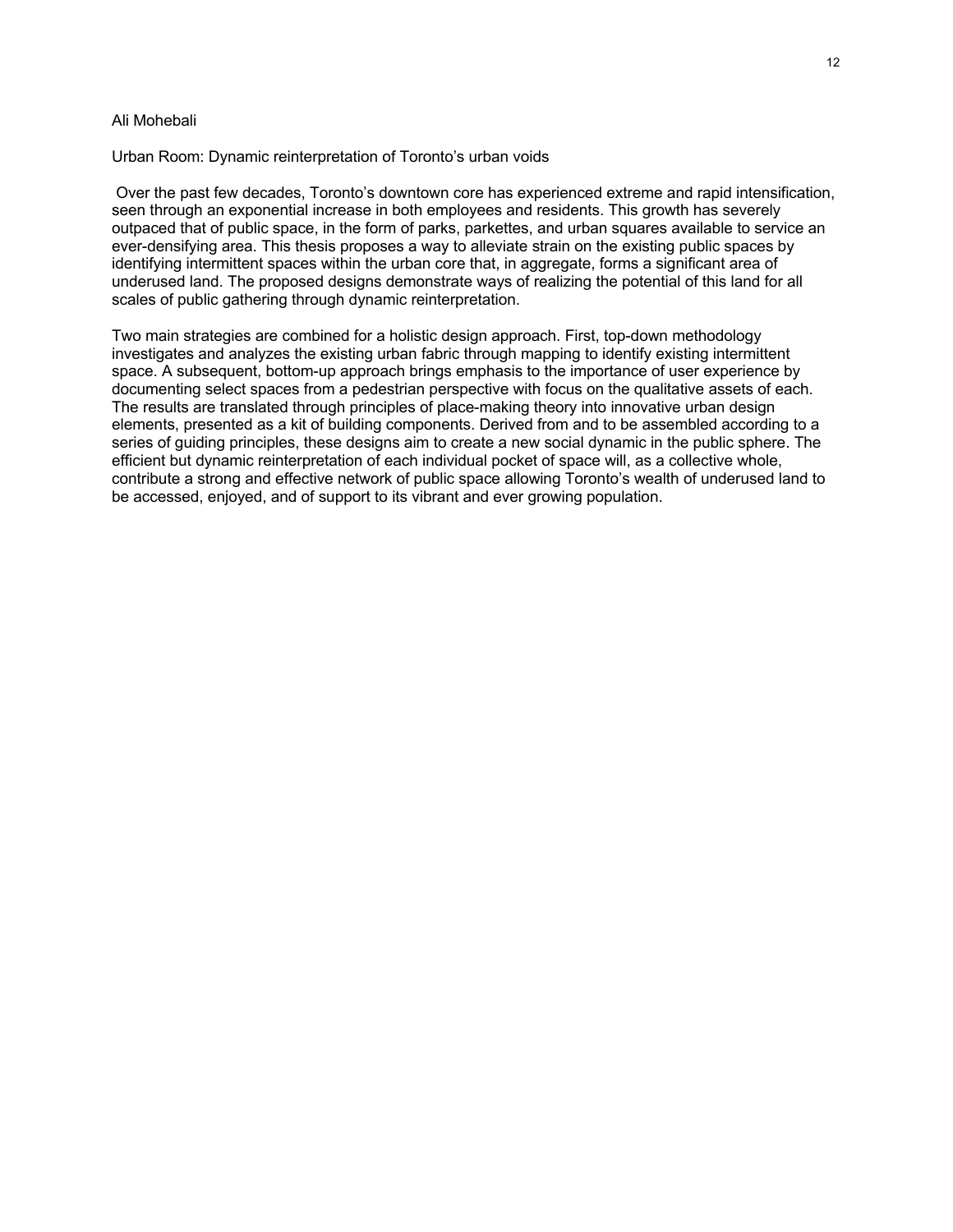Ali Mohebali

Urban Room: Dynamic reinterpretation of Toronto's urban voids

Over the past few decades, Toronto's downtown core has experienced extreme and rapid intensification, seen through an exponential increase in both employees and residents. This growth has severely outpaced that of public space, in the form of parks, parkettes, and urban squares available to service an ever-densifying area. This thesis proposes a way to alleviate strain on the existing public spaces by identifying intermittent spaces within the urban core that, in aggregate, forms a significant area of underused land. The proposed designs demonstrate ways of realizing the potential of this land for all scales of public gathering through dynamic reinterpretation.

Two main strategies are combined for a holistic design approach. First, top-down methodology investigates and analyzes the existing urban fabric through mapping to identify existing intermittent space. A subsequent, bottom-up approach brings emphasis to the importance of user experience by documenting select spaces from a pedestrian perspective with focus on the qualitative assets of each. The results are translated through principles of place-making theory into innovative urban design elements, presented as a kit of building components. Derived from and to be assembled according to a series of guiding principles, these designs aim to create a new social dynamic in the public sphere. The efficient but dynamic reinterpretation of each individual pocket of space will, as a collective whole, contribute a strong and effective network of public space allowing Toronto's wealth of underused land to be accessed, enjoyed, and of support to its vibrant and ever growing population.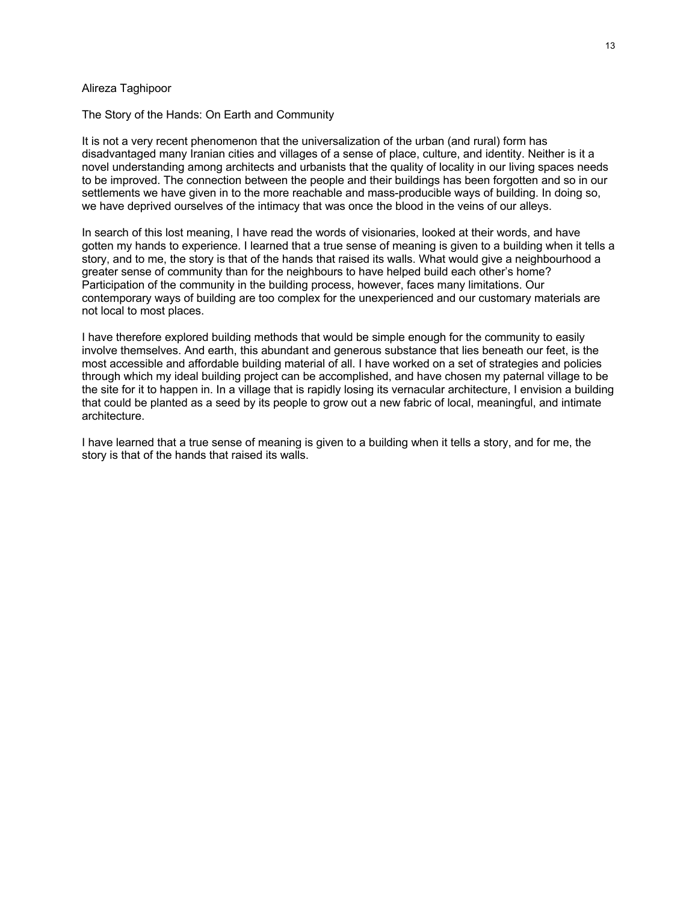Alireza Taghipoor

## The Story of the Hands: On Earth and Community

It is not a very recent phenomenon that the universalization of the urban (and rural) form has disadvantaged many Iranian cities and villages of a sense of place, culture, and identity. Neither is it a novel understanding among architects and urbanists that the quality of locality in our living spaces needs to be improved. The connection between the people and their buildings has been forgotten and so in our settlements we have given in to the more reachable and mass-producible ways of building. In doing so, we have deprived ourselves of the intimacy that was once the blood in the veins of our alleys.

In search of this lost meaning, I have read the words of visionaries, looked at their words, and have gotten my hands to experience. I learned that a true sense of meaning is given to a building when it tells a story, and to me, the story is that of the hands that raised its walls. What would give a neighbourhood a greater sense of community than for the neighbours to have helped build each other's home? Participation of the community in the building process, however, faces many limitations. Our contemporary ways of building are too complex for the unexperienced and our customary materials are not local to most places.

I have therefore explored building methods that would be simple enough for the community to easily involve themselves. And earth, this abundant and generous substance that lies beneath our feet, is the most accessible and affordable building material of all. I have worked on a set of strategies and policies through which my ideal building project can be accomplished, and have chosen my paternal village to be the site for it to happen in. In a village that is rapidly losing its vernacular architecture, I envision a building that could be planted as a seed by its people to grow out a new fabric of local, meaningful, and intimate architecture.

I have learned that a true sense of meaning is given to a building when it tells a story, and for me, the story is that of the hands that raised its walls.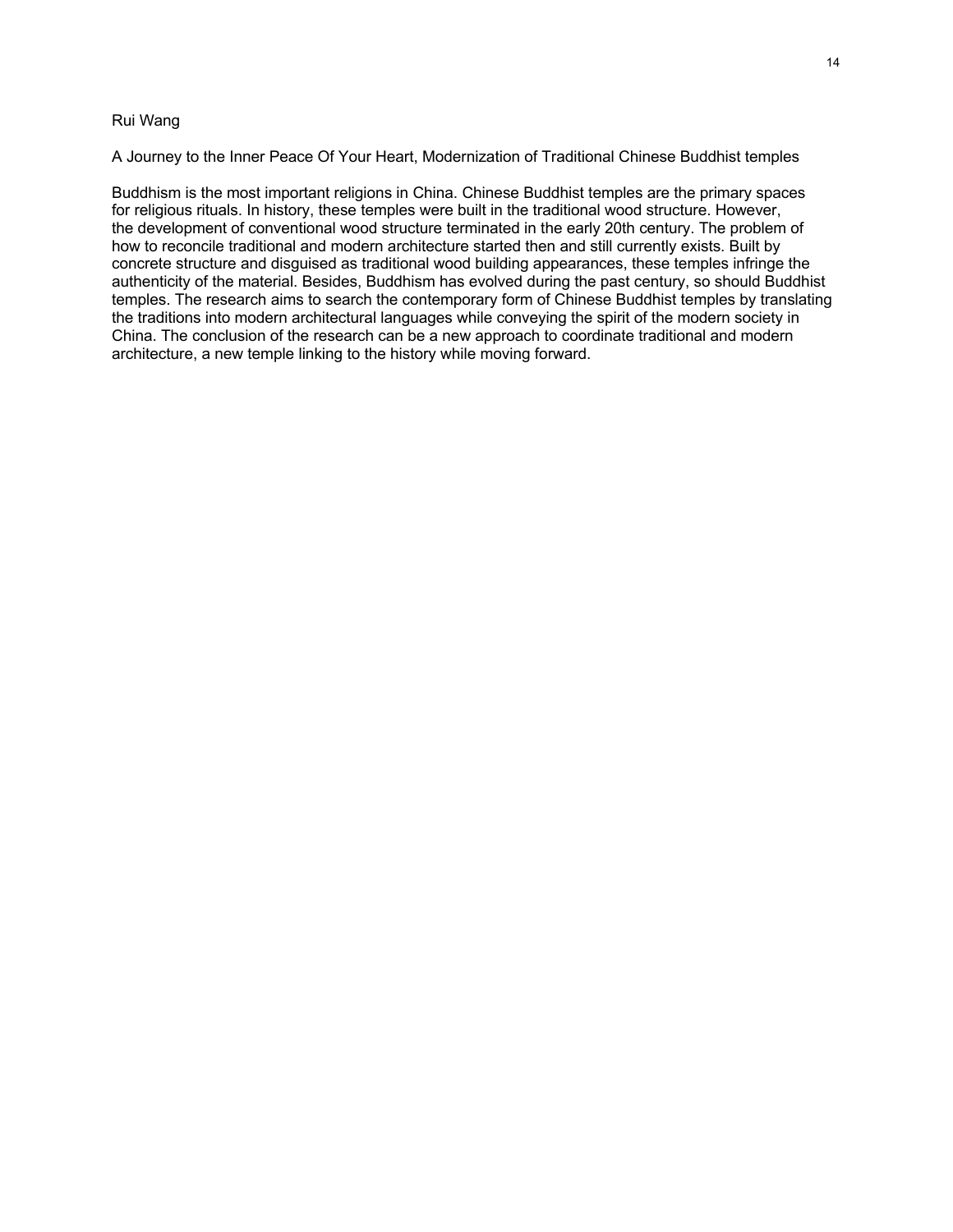Rui Wang

A Journey to the Inner Peace Of Your Heart, Modernization of Traditional Chinese Buddhist temples

Buddhism is the most important religions in China. Chinese Buddhist temples are the primary spaces for religious rituals. In history, these temples were built in the traditional wood structure. However, the development of conventional wood structure terminated in the early 20th century. The problem of how to reconcile traditional and modern architecture started then and still currently exists. Built by concrete structure and disguised as traditional wood building appearances, these temples infringe the authenticity of the material. Besides, Buddhism has evolved during the past century, so should Buddhist temples. The research aims to search the contemporary form of Chinese Buddhist temples by translating the traditions into modern architectural languages while conveying the spirit of the modern society in China. The conclusion of the research can be a new approach to coordinate traditional and modern architecture, a new temple linking to the history while moving forward.